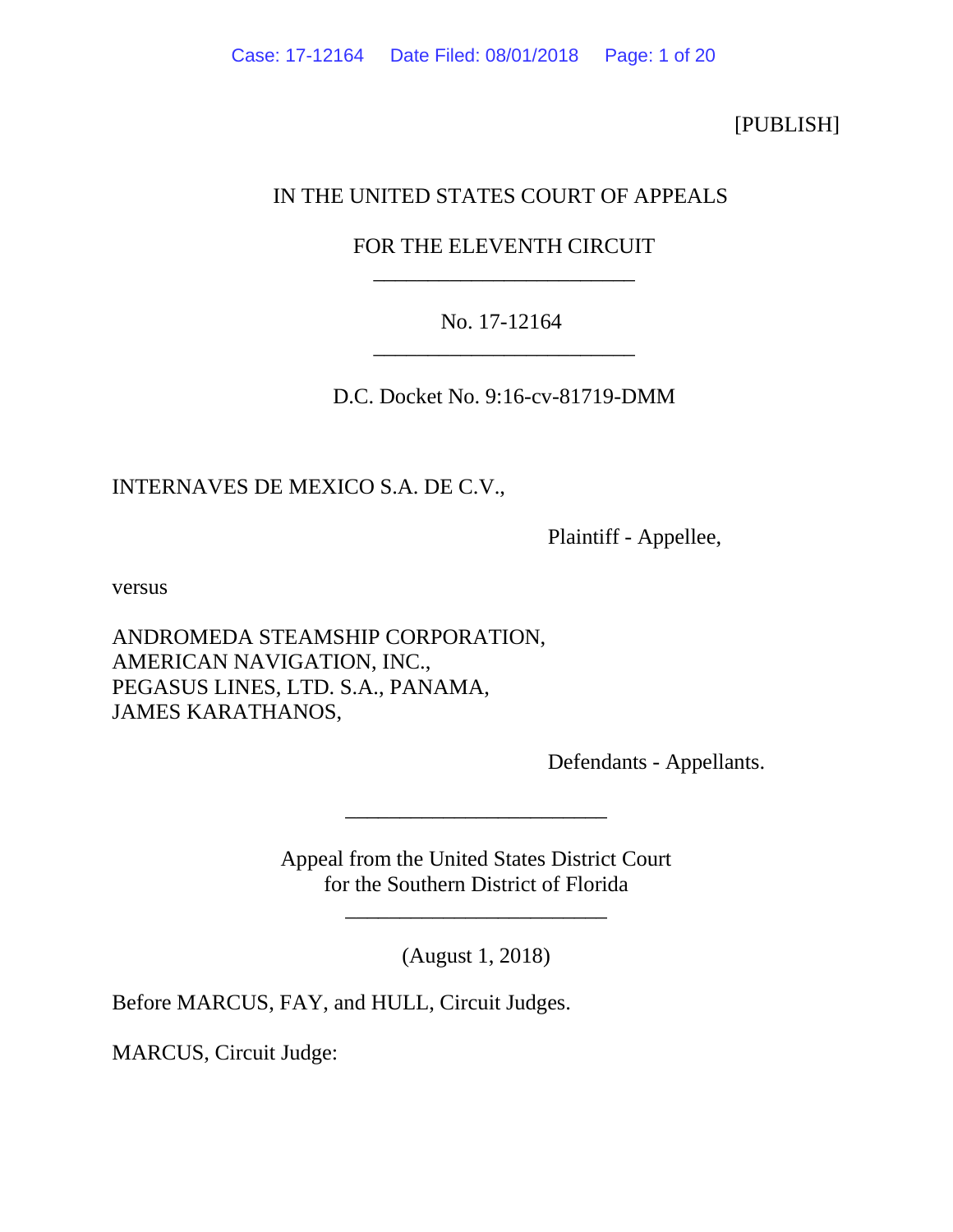[PUBLISH]

IN THE UNITED STATES COURT OF APPEALS

FOR THE ELEVENTH CIRCUIT

________________________

No. 17-12164

________________________

D.C. Docket No. 9:16-cv-81719-DMM

INTERNAVES DE MEXICO S.A. DE C.V.,

Plaintiff - Appellee,

versus

ANDROMEDA STEAMSHIP CORPORATION,
AMERICAN NAVIGATION, INC.,
PEGASUS LINES, LTD. S.A., PANAMA,
JAMES KARATHANOS,

Defendants - Appellants.

________________________

Appeal from the United States District Court
for the Southern District of Florida

________________________

(August 1, 2018)

Before MARCUS, FAY, and HULL, Circuit Judges.

MARCUS, Circuit Judge: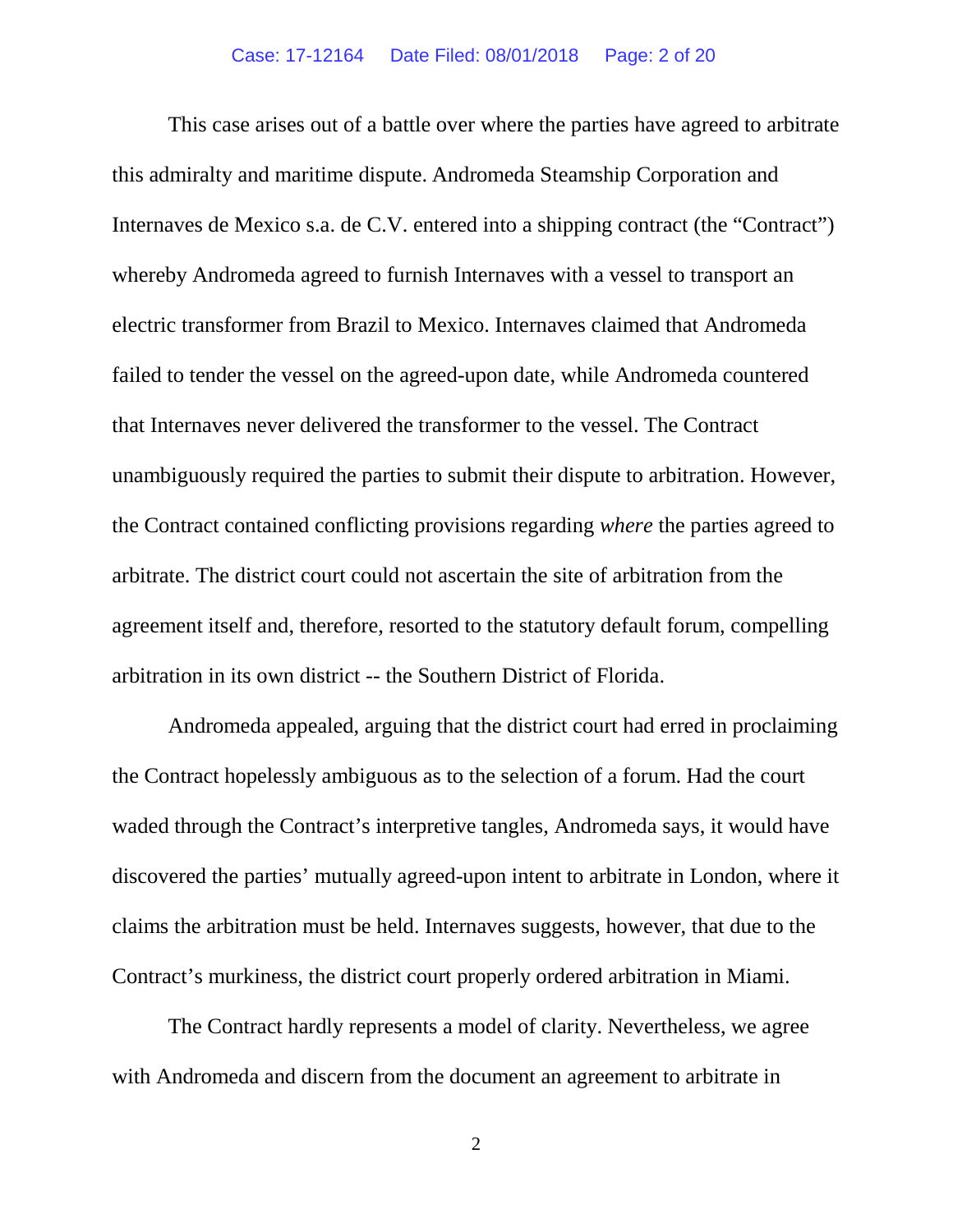This case arises out of a battle over where the parties have agreed to arbitrate this admiralty and maritime dispute. Andromeda Steamship Corporation and Internaves de Mexico s.a. de C.V. entered into a shipping contract (the "Contract") whereby Andromeda agreed to furnish Internaves with a vessel to transport an electric transformer from Brazil to Mexico. Internaves claimed that Andromeda failed to tender the vessel on the agreed-upon date, while Andromeda countered that Internaves never delivered the transformer to the vessel. The Contract unambiguously required the parties to submit their dispute to arbitration. However, the Contract contained conflicting provisions regarding *where* the parties agreed to arbitrate. The district court could not ascertain the site of arbitration from the agreement itself and, therefore, resorted to the statutory default forum, compelling arbitration in its own district -- the Southern District of Florida.

Andromeda appealed, arguing that the district court had erred in proclaiming the Contract hopelessly ambiguous as to the selection of a forum. Had the court waded through the Contract's interpretive tangles, Andromeda says, it would have discovered the parties' mutually agreed-upon intent to arbitrate in London, where it claims the arbitration must be held. Internaves suggests, however, that due to the Contract's murkiness, the district court properly ordered arbitration in Miami.

The Contract hardly represents a model of clarity. Nevertheless, we agree with Andromeda and discern from the document an agreement to arbitrate in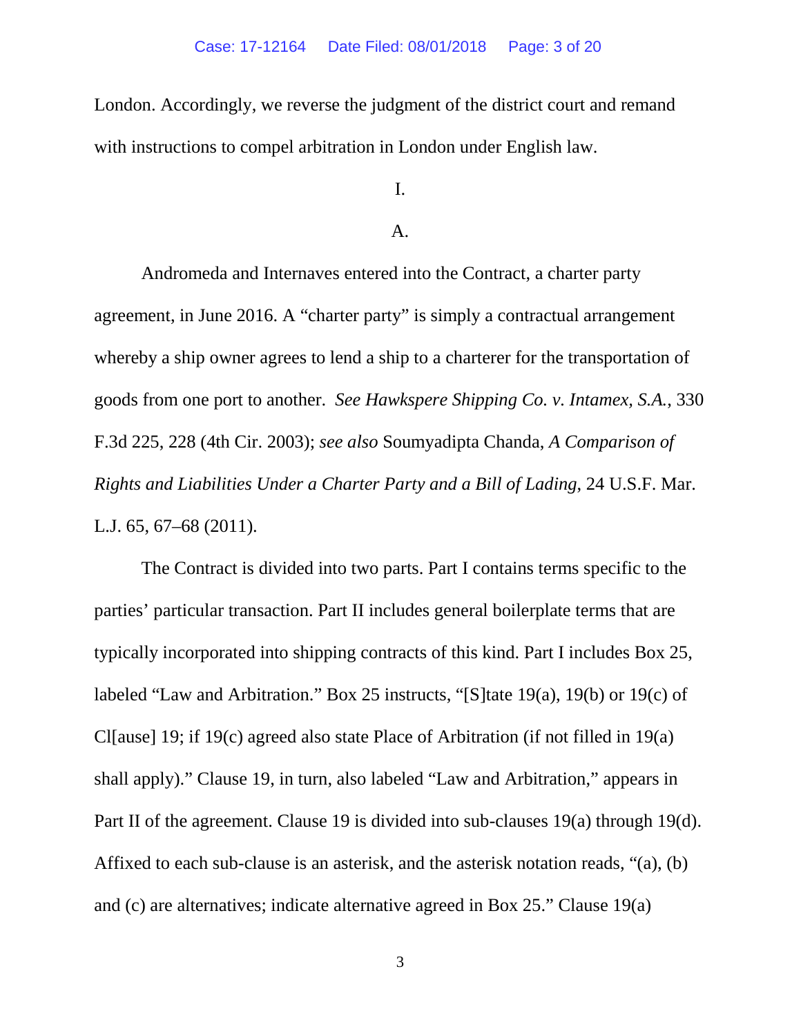London. Accordingly, we reverse the judgment of the district court and remand with instructions to compel arbitration in London under English law.

I.

A.

Andromeda and Internaves entered into the Contract, a charter party agreement, in June 2016. A "charter party" is simply a contractual arrangement whereby a ship owner agrees to lend a ship to a charterer for the transportation of goods from one port to another. *See Hawkspere Shipping Co. v. Intamex, S.A.*, 330 F.3d 225, 228 (4th Cir. 2003); *see also* Soumyadipta Chanda, *A Comparison of Rights and Liabilities Under a Charter Party and a Bill of Lading*, 24 U.S.F. Mar. L.J. 65, 67–68 (2011).

The Contract is divided into two parts. Part I contains terms specific to the parties' particular transaction. Part II includes general boilerplate terms that are typically incorporated into shipping contracts of this kind. Part I includes Box 25, labeled "Law and Arbitration." Box 25 instructs, "[S]tate 19(a), 19(b) or 19(c) of Cl[ause] 19; if 19(c) agreed also state Place of Arbitration (if not filled in 19(a) shall apply)." Clause 19, in turn, also labeled "Law and Arbitration," appears in Part II of the agreement. Clause 19 is divided into sub-clauses 19(a) through 19(d). Affixed to each sub-clause is an asterisk, and the asterisk notation reads, "(a), (b) and (c) are alternatives; indicate alternative agreed in Box 25." Clause 19(a)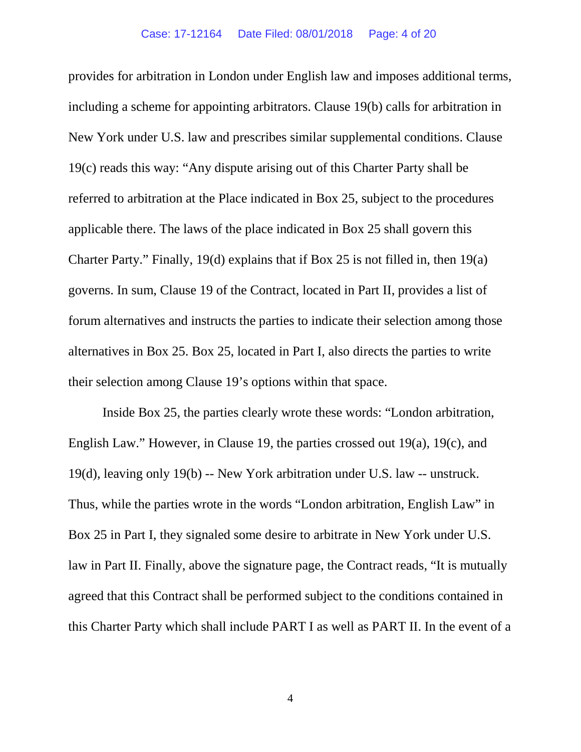provides for arbitration in London under English law and imposes additional terms, including a scheme for appointing arbitrators. Clause 19(b) calls for arbitration in New York under U.S. law and prescribes similar supplemental conditions. Clause 19(c) reads this way: "Any dispute arising out of this Charter Party shall be referred to arbitration at the Place indicated in Box 25, subject to the procedures applicable there. The laws of the place indicated in Box 25 shall govern this Charter Party." Finally, 19(d) explains that if Box 25 is not filled in, then 19(a) governs. In sum, Clause 19 of the Contract, located in Part II, provides a list of forum alternatives and instructs the parties to indicate their selection among those alternatives in Box 25. Box 25, located in Part I, also directs the parties to write their selection among Clause 19's options within that space.

Inside Box 25, the parties clearly wrote these words: "London arbitration, English Law." However, in Clause 19, the parties crossed out 19(a), 19(c), and 19(d), leaving only 19(b) -- New York arbitration under U.S. law -- unstruck. Thus, while the parties wrote in the words "London arbitration, English Law" in Box 25 in Part I, they signaled some desire to arbitrate in New York under U.S. law in Part II. Finally, above the signature page, the Contract reads, "It is mutually agreed that this Contract shall be performed subject to the conditions contained in this Charter Party which shall include PART I as well as PART II. In the event of a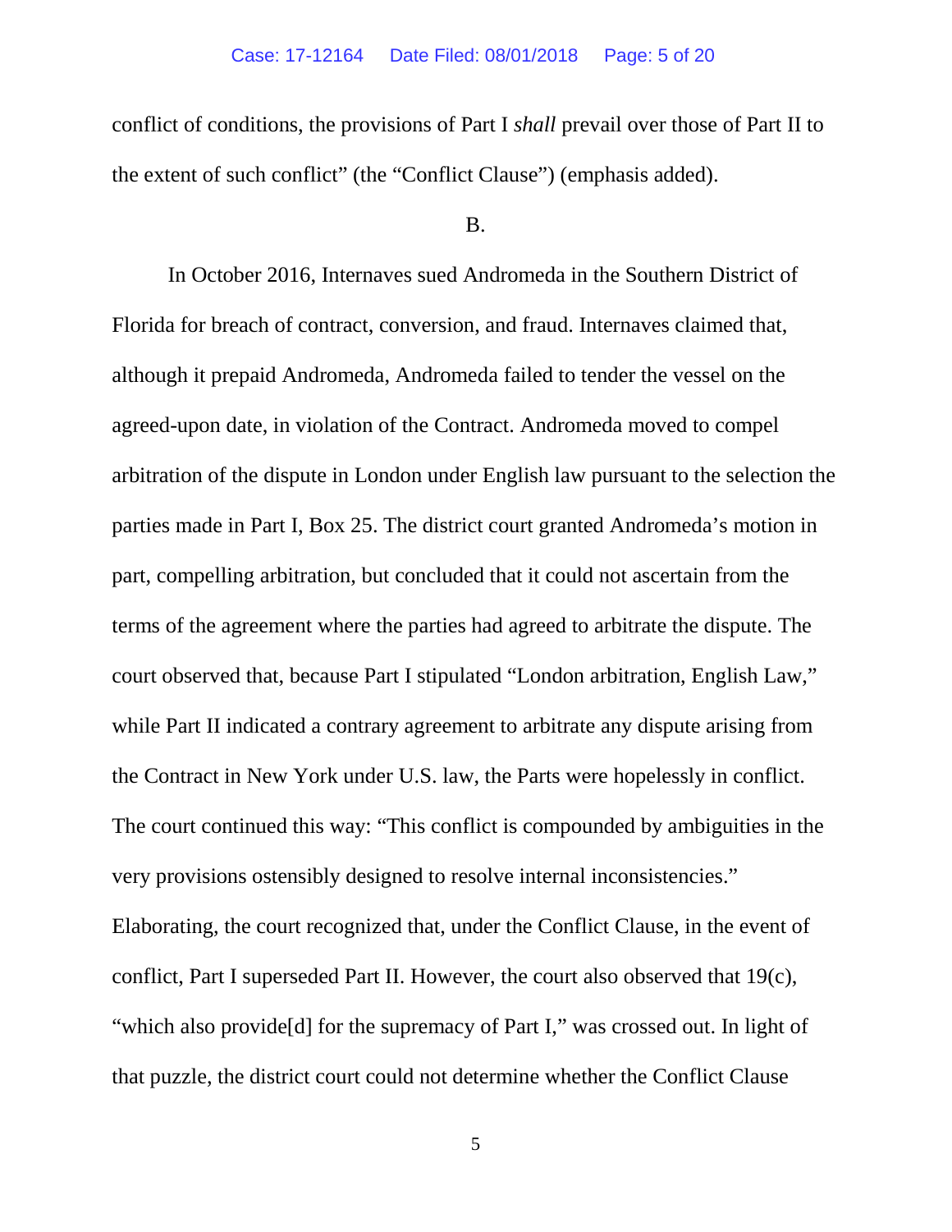conflict of conditions, the provisions of Part I *shall* prevail over those of Part II to the extent of such conflict" (the "Conflict Clause") (emphasis added).

B.

In October 2016, Internaves sued Andromeda in the Southern District of Florida for breach of contract, conversion, and fraud. Internaves claimed that, although it prepaid Andromeda, Andromeda failed to tender the vessel on the agreed-upon date, in violation of the Contract. Andromeda moved to compel arbitration of the dispute in London under English law pursuant to the selection the parties made in Part I, Box 25. The district court granted Andromeda's motion in part, compelling arbitration, but concluded that it could not ascertain from the terms of the agreement where the parties had agreed to arbitrate the dispute. The court observed that, because Part I stipulated "London arbitration, English Law," while Part II indicated a contrary agreement to arbitrate any dispute arising from the Contract in New York under U.S. law, the Parts were hopelessly in conflict. The court continued this way: "This conflict is compounded by ambiguities in the very provisions ostensibly designed to resolve internal inconsistencies." Elaborating, the court recognized that, under the Conflict Clause, in the event of conflict, Part I superseded Part II. However, the court also observed that 19(c), "which also provide[d] for the supremacy of Part I," was crossed out. In light of that puzzle, the district court could not determine whether the Conflict Clause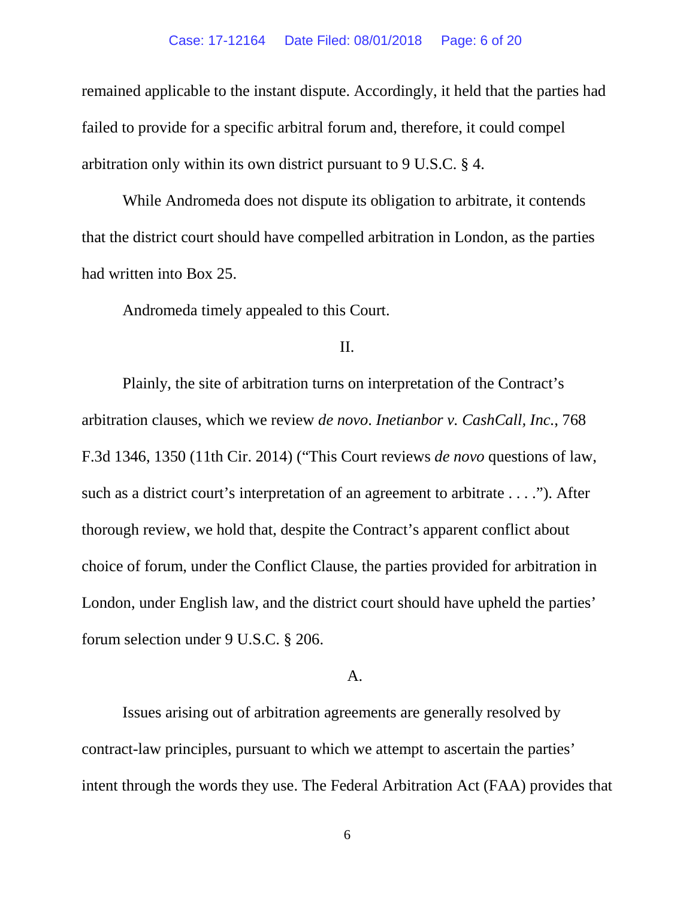remained applicable to the instant dispute. Accordingly, it held that the parties had failed to provide for a specific arbitral forum and, therefore, it could compel arbitration only within its own district pursuant to 9 U.S.C. § 4.

While Andromeda does not dispute its obligation to arbitrate, it contends that the district court should have compelled arbitration in London, as the parties had written into Box 25.

Andromeda timely appealed to this Court.

## II.

Plainly, the site of arbitration turns on interpretation of the Contract's arbitration clauses, which we review *de novo*. *Inetianbor v. CashCall, Inc.*, 768 F.3d 1346, 1350 (11th Cir. 2014) ("This Court reviews *de novo* questions of law, such as a district court's interpretation of an agreement to arbitrate . . . ."). After thorough review, we hold that, despite the Contract's apparent conflict about choice of forum, under the Conflict Clause, the parties provided for arbitration in London, under English law, and the district court should have upheld the parties' forum selection under 9 U.S.C. § 206.

### A.

Issues arising out of arbitration agreements are generally resolved by contract-law principles, pursuant to which we attempt to ascertain the parties' intent through the words they use. The Federal Arbitration Act (FAA) provides that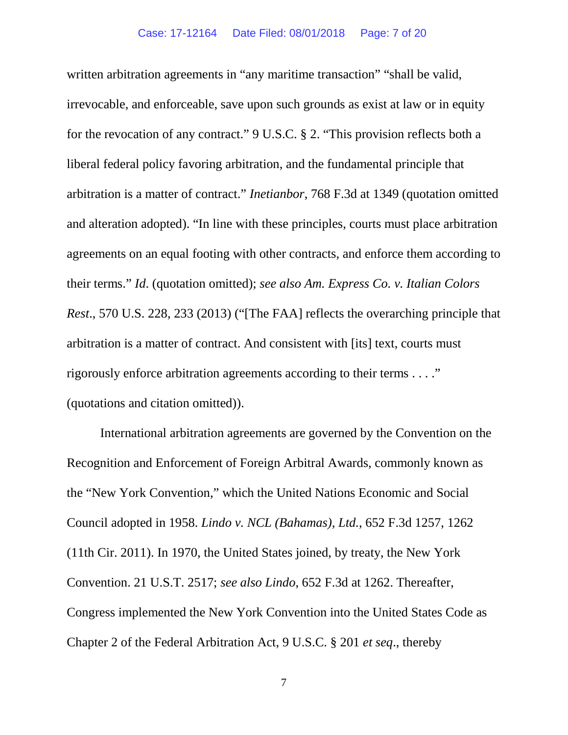written arbitration agreements in "any maritime transaction" "shall be valid, irrevocable, and enforceable, save upon such grounds as exist at law or in equity for the revocation of any contract." 9 U.S.C. § 2. "This provision reflects both a liberal federal policy favoring arbitration, and the fundamental principle that arbitration is a matter of contract." *Inetianbor*, 768 F.3d at 1349 (quotation omitted and alteration adopted). "In line with these principles, courts must place arbitration agreements on an equal footing with other contracts, and enforce them according to their terms." *Id*. (quotation omitted); *see also Am. Express Co. v. Italian Colors Rest*., 570 U.S. 228, 233 (2013) ("[The FAA] reflects the overarching principle that arbitration is a matter of contract. And consistent with [its] text, courts must rigorously enforce arbitration agreements according to their terms . . . ." (quotations and citation omitted)).

International arbitration agreements are governed by the Convention on the Recognition and Enforcement of Foreign Arbitral Awards, commonly known as the "New York Convention," which the United Nations Economic and Social Council adopted in 1958. *Lindo v. NCL (Bahamas), Ltd.*, 652 F.3d 1257, 1262 (11th Cir. 2011). In 1970, the United States joined, by treaty, the New York Convention. 21 U.S.T. 2517; *see also Lindo*, 652 F.3d at 1262. Thereafter, Congress implemented the New York Convention into the United States Code as Chapter 2 of the Federal Arbitration Act, 9 U.S.C. § 201 *et seq*., thereby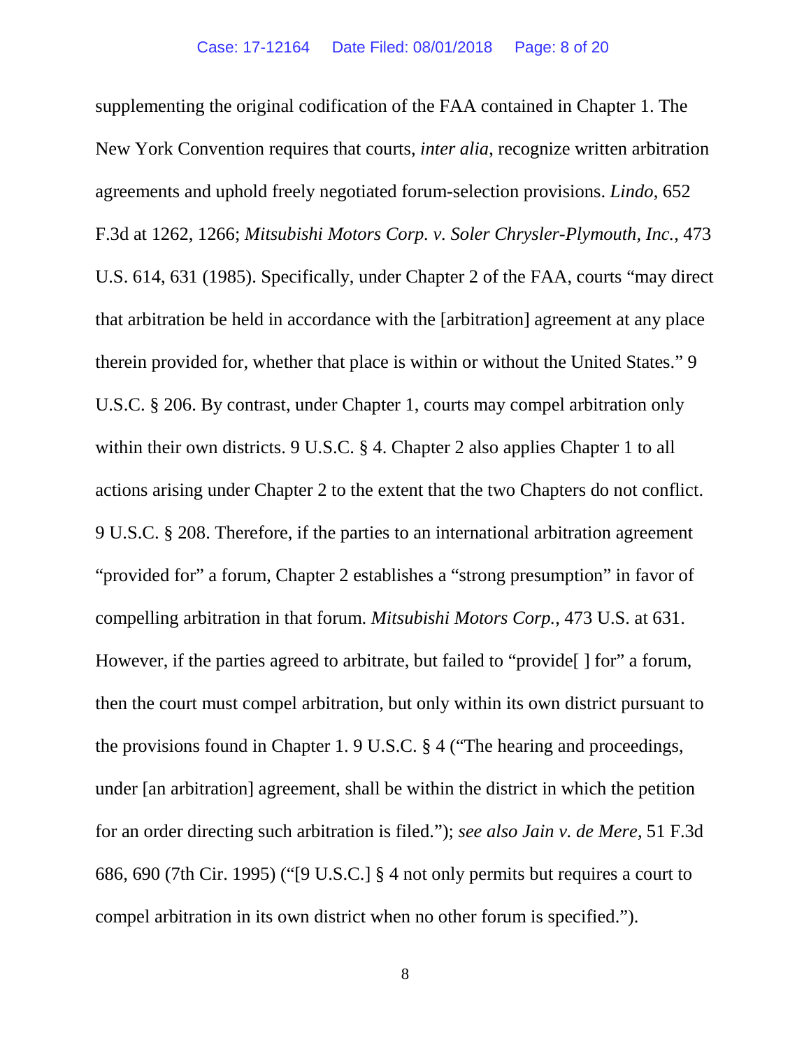supplementing the original codification of the FAA contained in Chapter 1. The New York Convention requires that courts, *inter alia*, recognize written arbitration agreements and uphold freely negotiated forum-selection provisions. *Lindo*, 652 F.3d at 1262, 1266; *Mitsubishi Motors Corp. v. Soler Chrysler-Plymouth, Inc.*, 473 U.S. 614, 631 (1985). Specifically, under Chapter 2 of the FAA, courts "may direct that arbitration be held in accordance with the [arbitration] agreement at any place therein provided for, whether that place is within or without the United States." 9 U.S.C. § 206. By contrast, under Chapter 1, courts may compel arbitration only within their own districts. 9 U.S.C. § 4. Chapter 2 also applies Chapter 1 to all actions arising under Chapter 2 to the extent that the two Chapters do not conflict. 9 U.S.C. § 208. Therefore, if the parties to an international arbitration agreement "provided for" a forum, Chapter 2 establishes a "strong presumption" in favor of compelling arbitration in that forum. *Mitsubishi Motors Corp.*, 473 U.S. at 631. However, if the parties agreed to arbitrate, but failed to "provide[ ] for" a forum, then the court must compel arbitration, but only within its own district pursuant to the provisions found in Chapter 1. 9 U.S.C. § 4 ("The hearing and proceedings, under [an arbitration] agreement, shall be within the district in which the petition for an order directing such arbitration is filed."); *see also Jain v. de Mere*, 51 F.3d 686, 690 (7th Cir. 1995) ("[9 U.S.C.] § 4 not only permits but requires a court to compel arbitration in its own district when no other forum is specified.").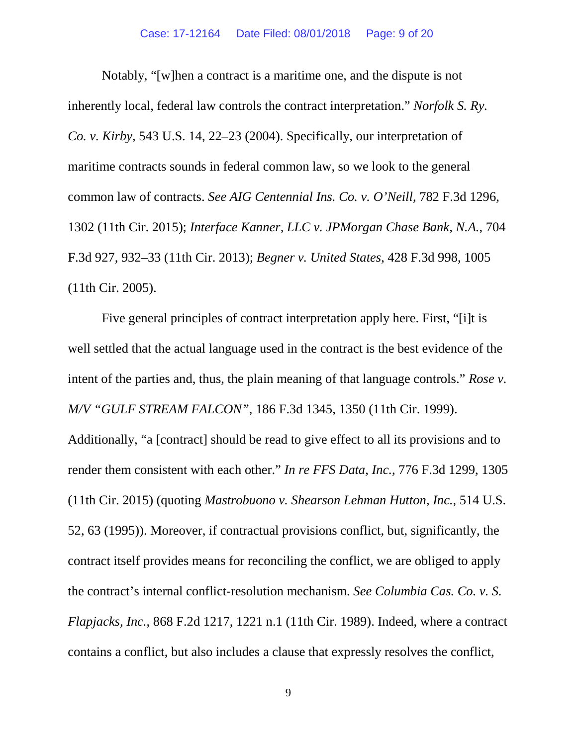Notably, "[w]hen a contract is a maritime one, and the dispute is not inherently local, federal law controls the contract interpretation." *Norfolk S. Ry. Co. v. Kirby*, 543 U.S. 14, 22–23 (2004). Specifically, our interpretation of maritime contracts sounds in federal common law, so we look to the general common law of contracts. *See AIG Centennial Ins. Co. v. O'Neill*, 782 F.3d 1296, 1302 (11th Cir. 2015); *Interface Kanner, LLC v. JPMorgan Chase Bank, N.A.*, 704 F.3d 927, 932–33 (11th Cir. 2013); *Begner v. United States*, 428 F.3d 998, 1005 (11th Cir. 2005).

Five general principles of contract interpretation apply here. First, "[i]t is well settled that the actual language used in the contract is the best evidence of the intent of the parties and, thus, the plain meaning of that language controls." *Rose v. M/V "GULF STREAM FALCON"*, 186 F.3d 1345, 1350 (11th Cir. 1999). Additionally, "a [contract] should be read to give effect to all its provisions and to render them consistent with each other." *In re FFS Data, Inc.*, 776 F.3d 1299, 1305 (11th Cir. 2015) (quoting *Mastrobuono v. Shearson Lehman Hutton, Inc.*, 514 U.S. 52, 63 (1995)). Moreover, if contractual provisions conflict, but, significantly, the contract itself provides means for reconciling the conflict, we are obliged to apply the contract's internal conflict-resolution mechanism. *See Columbia Cas. Co. v. S. Flapjacks, Inc.*, 868 F.2d 1217, 1221 n.1 (11th Cir. 1989). Indeed, where a contract contains a conflict, but also includes a clause that expressly resolves the conflict,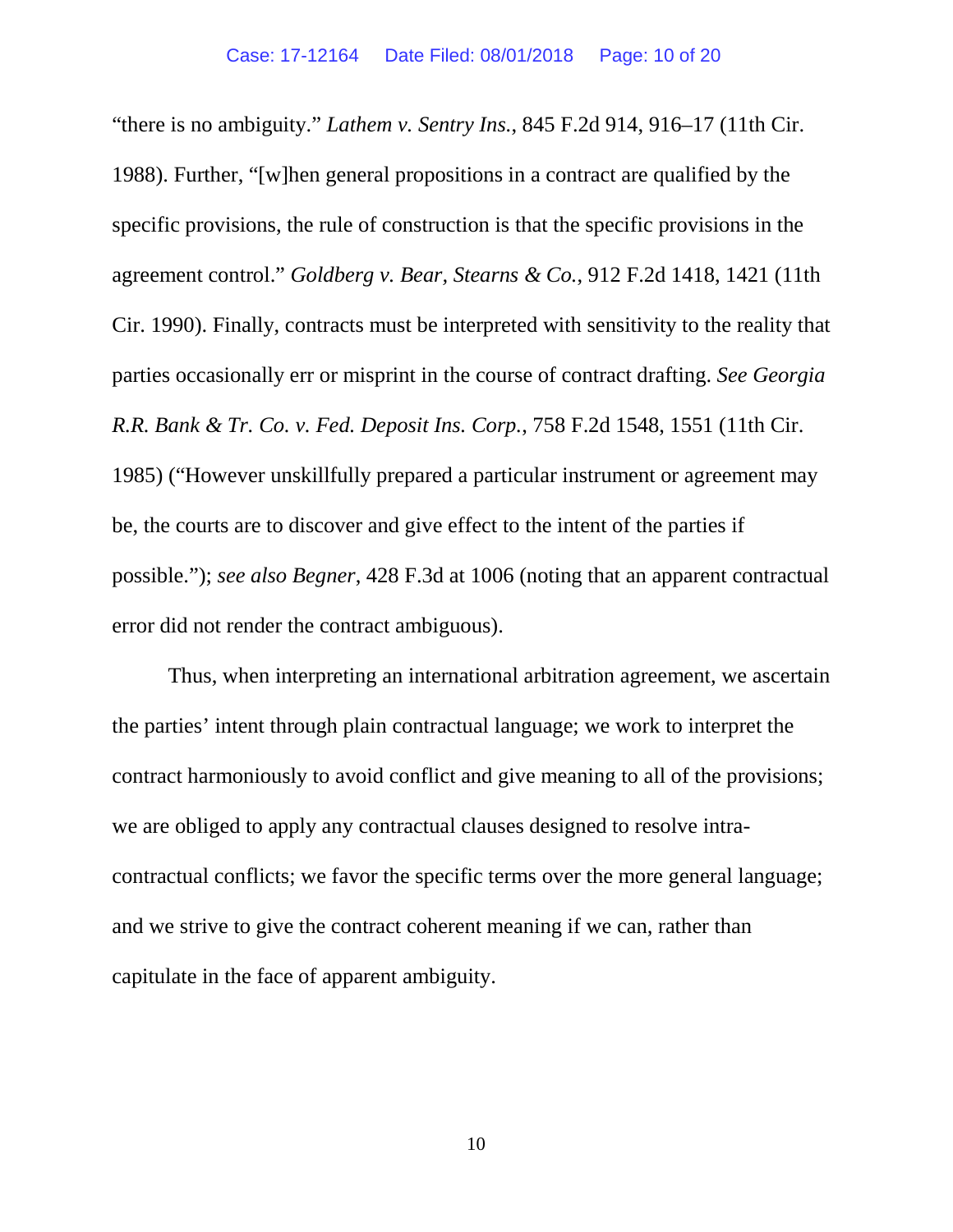"there is no ambiguity." *Lathem v. Sentry Ins.*, 845 F.2d 914, 916–17 (11th Cir. 1988). Further, "[w]hen general propositions in a contract are qualified by the specific provisions, the rule of construction is that the specific provisions in the agreement control." *Goldberg v. Bear, Stearns & Co.*, 912 F.2d 1418, 1421 (11th Cir. 1990). Finally, contracts must be interpreted with sensitivity to the reality that parties occasionally err or misprint in the course of contract drafting. *See Georgia R.R. Bank & Tr. Co. v. Fed. Deposit Ins. Corp.*, 758 F.2d 1548, 1551 (11th Cir. 1985) ("However unskillfully prepared a particular instrument or agreement may be, the courts are to discover and give effect to the intent of the parties if possible."); *see also Begner*, 428 F.3d at 1006 (noting that an apparent contractual error did not render the contract ambiguous).

Thus, when interpreting an international arbitration agreement, we ascertain the parties' intent through plain contractual language; we work to interpret the contract harmoniously to avoid conflict and give meaning to all of the provisions; we are obliged to apply any contractual clauses designed to resolve intra-contractual conflicts; we favor the specific terms over the more general language; and we strive to give the contract coherent meaning if we can, rather than capitulate in the face of apparent ambiguity.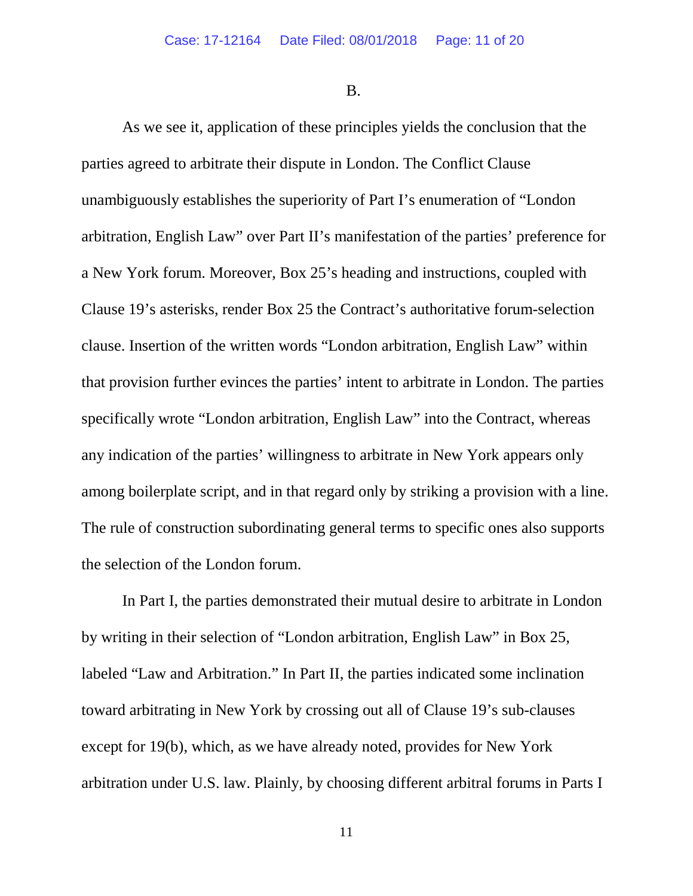B.

As we see it, application of these principles yields the conclusion that the parties agreed to arbitrate their dispute in London. The Conflict Clause unambiguously establishes the superiority of Part I's enumeration of "London arbitration, English Law" over Part II's manifestation of the parties' preference for a New York forum. Moreover, Box 25's heading and instructions, coupled with Clause 19's asterisks, render Box 25 the Contract's authoritative forum-selection clause. Insertion of the written words "London arbitration, English Law" within that provision further evinces the parties' intent to arbitrate in London. The parties specifically wrote "London arbitration, English Law" into the Contract, whereas any indication of the parties' willingness to arbitrate in New York appears only among boilerplate script, and in that regard only by striking a provision with a line. The rule of construction subordinating general terms to specific ones also supports the selection of the London forum.

In Part I, the parties demonstrated their mutual desire to arbitrate in London by writing in their selection of "London arbitration, English Law" in Box 25, labeled "Law and Arbitration." In Part II, the parties indicated some inclination toward arbitrating in New York by crossing out all of Clause 19's sub-clauses except for 19(b), which, as we have already noted, provides for New York arbitration under U.S. law. Plainly, by choosing different arbitral forums in Parts I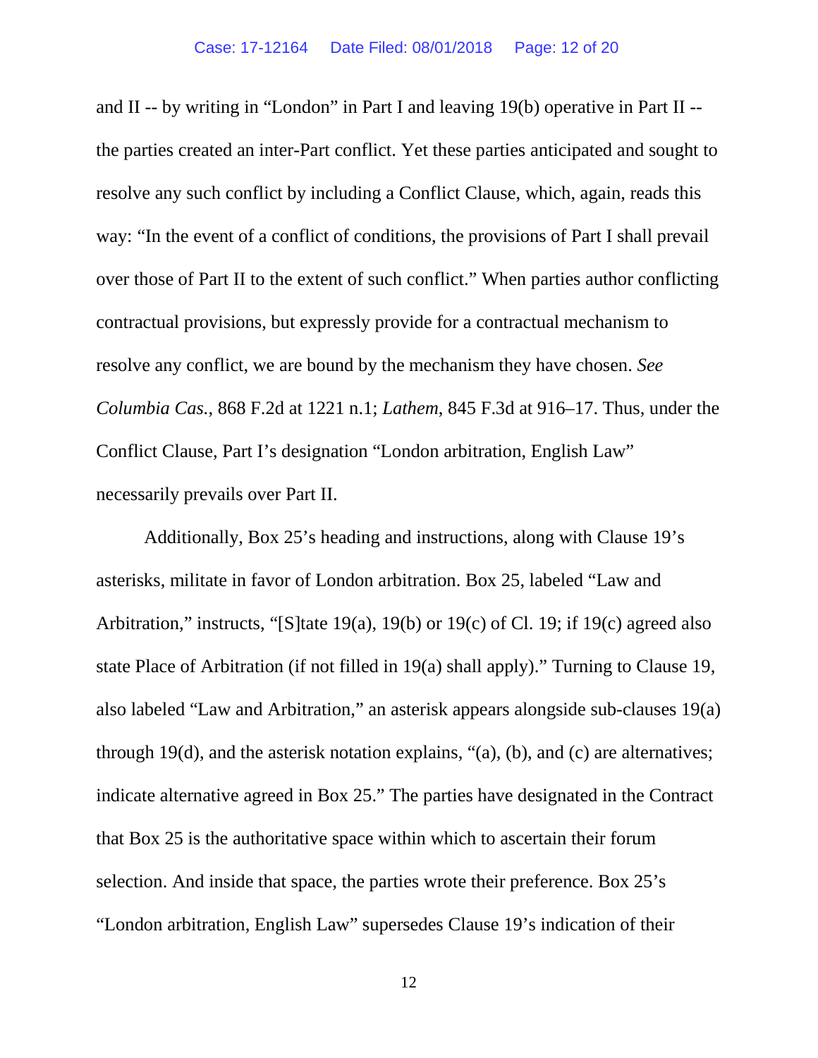and II -- by writing in "London" in Part I and leaving 19(b) operative in Part II -- the parties created an inter-Part conflict. Yet these parties anticipated and sought to resolve any such conflict by including a Conflict Clause, which, again, reads this way: "In the event of a conflict of conditions, the provisions of Part I shall prevail over those of Part II to the extent of such conflict." When parties author conflicting contractual provisions, but expressly provide for a contractual mechanism to resolve any conflict, we are bound by the mechanism they have chosen. *See Columbia Cas.*, 868 F.2d at 1221 n.1; *Lathem*, 845 F.3d at 916–17. Thus, under the Conflict Clause, Part I's designation "London arbitration, English Law" necessarily prevails over Part II.

Additionally, Box 25's heading and instructions, along with Clause 19's asterisks, militate in favor of London arbitration. Box 25, labeled "Law and Arbitration," instructs, "[S]tate 19(a), 19(b) or 19(c) of Cl. 19; if 19(c) agreed also state Place of Arbitration (if not filled in 19(a) shall apply)." Turning to Clause 19, also labeled "Law and Arbitration," an asterisk appears alongside sub-clauses 19(a) through 19(d), and the asterisk notation explains, "(a), (b), and (c) are alternatives; indicate alternative agreed in Box 25." The parties have designated in the Contract that Box 25 is the authoritative space within which to ascertain their forum selection. And inside that space, the parties wrote their preference. Box 25's "London arbitration, English Law" supersedes Clause 19's indication of their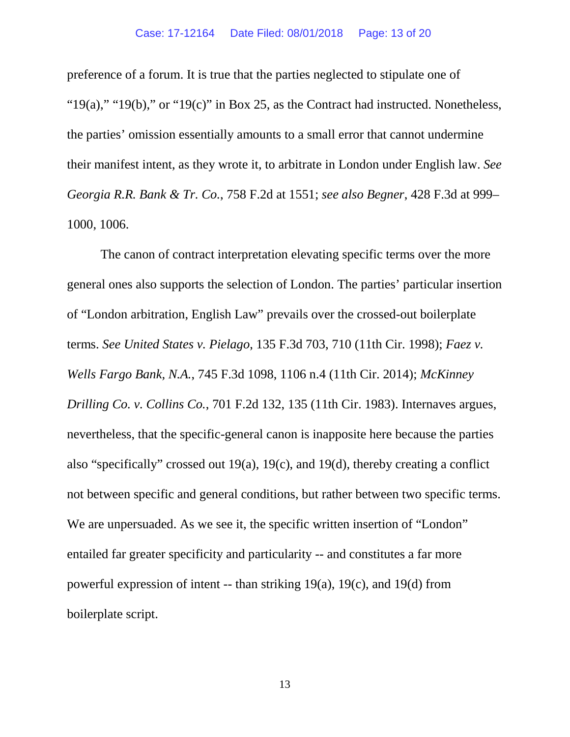preference of a forum. It is true that the parties neglected to stipulate one of "19(a)," "19(b)," or "19(c)" in Box 25, as the Contract had instructed. Nonetheless, the parties' omission essentially amounts to a small error that cannot undermine their manifest intent, as they wrote it, to arbitrate in London under English law. *See Georgia R.R. Bank & Tr. Co.*, 758 F.2d at 1551; *see also Begner*, 428 F.3d at 999–1000, 1006.

The canon of contract interpretation elevating specific terms over the more general ones also supports the selection of London. The parties' particular insertion of "London arbitration, English Law" prevails over the crossed-out boilerplate terms. *See United States v. Pielago*, 135 F.3d 703, 710 (11th Cir. 1998); *Faez v. Wells Fargo Bank, N.A.*, 745 F.3d 1098, 1106 n.4 (11th Cir. 2014); *McKinney Drilling Co. v. Collins Co.*, 701 F.2d 132, 135 (11th Cir. 1983). Internaves argues, nevertheless, that the specific-general canon is inapposite here because the parties also "specifically" crossed out 19(a), 19(c), and 19(d), thereby creating a conflict not between specific and general conditions, but rather between two specific terms. We are unpersuaded. As we see it, the specific written insertion of "London" entailed far greater specificity and particularity -- and constitutes a far more powerful expression of intent -- than striking 19(a), 19(c), and 19(d) from boilerplate script.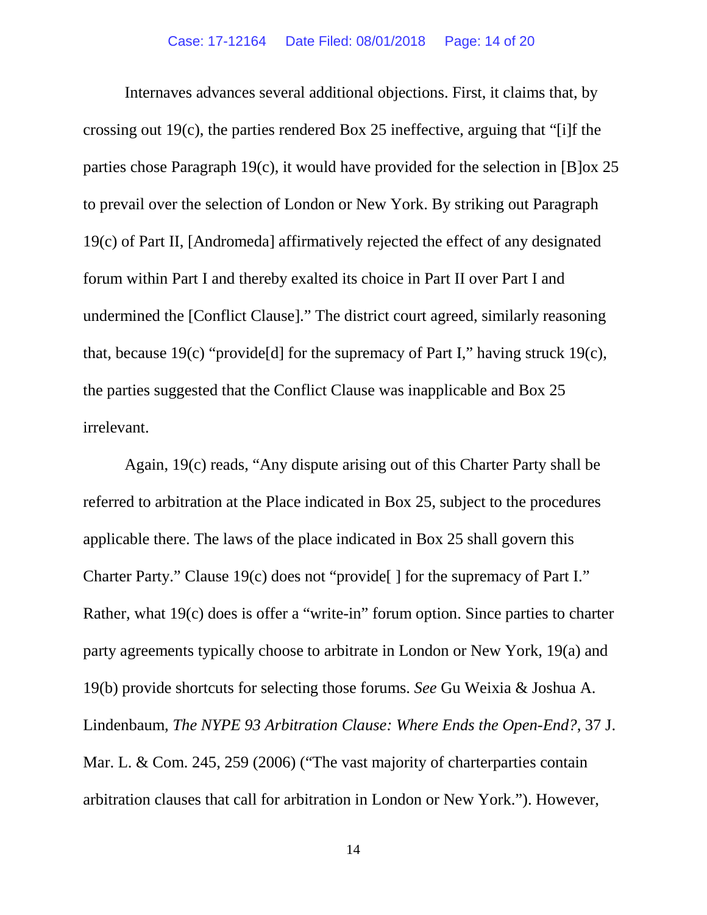Internaves advances several additional objections. First, it claims that, by crossing out 19(c), the parties rendered Box 25 ineffective, arguing that "[i]f the parties chose Paragraph 19(c), it would have provided for the selection in [B]ox 25 to prevail over the selection of London or New York. By striking out Paragraph 19(c) of Part II, [Andromeda] affirmatively rejected the effect of any designated forum within Part I and thereby exalted its choice in Part II over Part I and undermined the [Conflict Clause]." The district court agreed, similarly reasoning that, because 19(c) "provide[d] for the supremacy of Part I," having struck 19(c), the parties suggested that the Conflict Clause was inapplicable and Box 25 irrelevant.

Again, 19(c) reads, "Any dispute arising out of this Charter Party shall be referred to arbitration at the Place indicated in Box 25, subject to the procedures applicable there. The laws of the place indicated in Box 25 shall govern this Charter Party." Clause 19(c) does not "provide[ ] for the supremacy of Part I." Rather, what 19(c) does is offer a "write-in" forum option. Since parties to charter party agreements typically choose to arbitrate in London or New York, 19(a) and 19(b) provide shortcuts for selecting those forums. *See* Gu Weixia & Joshua A. Lindenbaum, *The NYPE 93 Arbitration Clause: Where Ends the Open-End?*, 37 J. Mar. L. & Com. 245, 259 (2006) ("The vast majority of charterparties contain arbitration clauses that call for arbitration in London or New York."). However,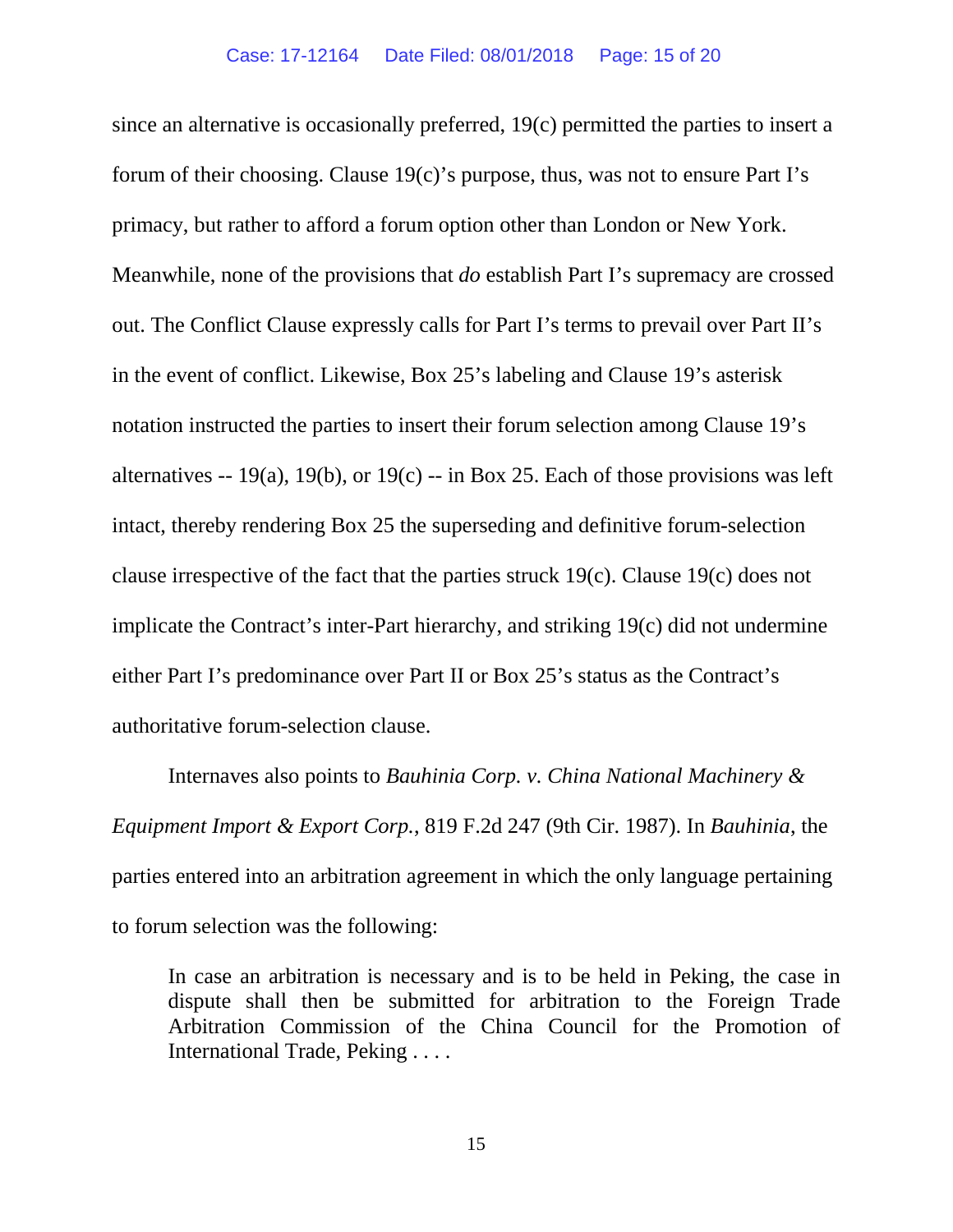since an alternative is occasionally preferred, 19(c) permitted the parties to insert a forum of their choosing. Clause 19(c)'s purpose, thus, was not to ensure Part I's primacy, but rather to afford a forum option other than London or New York. Meanwhile, none of the provisions that *do* establish Part I's supremacy are crossed out. The Conflict Clause expressly calls for Part I's terms to prevail over Part II's in the event of conflict. Likewise, Box 25's labeling and Clause 19's asterisk notation instructed the parties to insert their forum selection among Clause 19's alternatives -- 19(a), 19(b), or 19(c) -- in Box 25. Each of those provisions was left intact, thereby rendering Box 25 the superseding and definitive forum-selection clause irrespective of the fact that the parties struck 19(c). Clause 19(c) does not implicate the Contract's inter-Part hierarchy, and striking 19(c) did not undermine either Part I's predominance over Part II or Box 25's status as the Contract's authoritative forum-selection clause.

Internaves also points to *Bauhinia Corp. v. China National Machinery & Equipment Import & Export Corp.*, 819 F.2d 247 (9th Cir. 1987). In *Bauhinia*, the parties entered into an arbitration agreement in which the only language pertaining to forum selection was the following:

> In case an arbitration is necessary and is to be held in Peking, the case in dispute shall then be submitted for arbitration to the Foreign Trade Arbitration Commission of the China Council for the Promotion of International Trade, Peking . . . .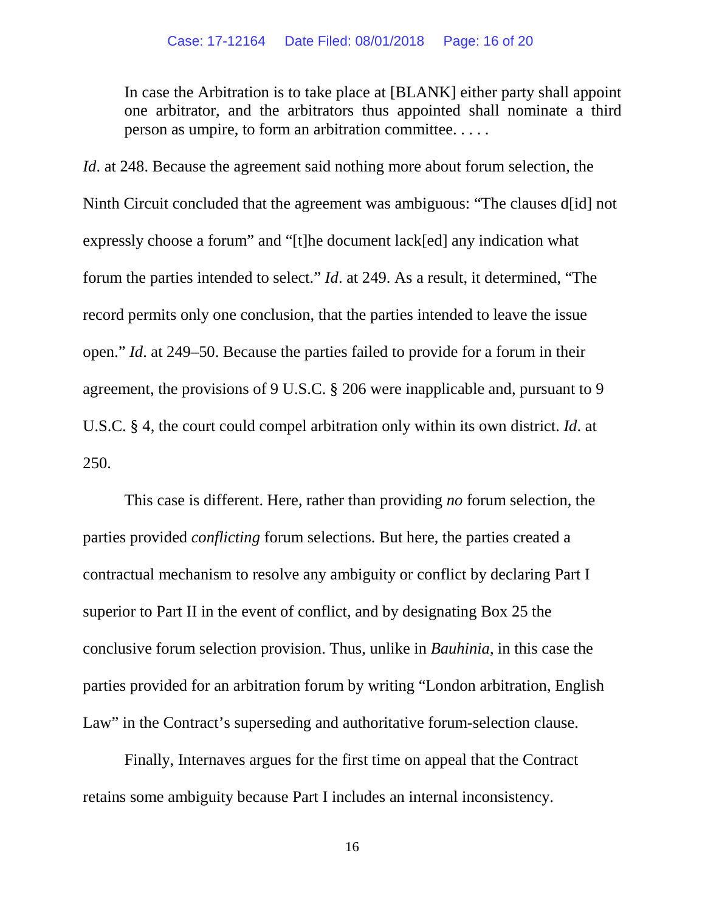> In case the Arbitration is to take place at [BLANK] either party shall appoint one arbitrator, and the arbitrators thus appointed shall nominate a third person as umpire, to form an arbitration committee. . . . .

*Id*. at 248. Because the agreement said nothing more about forum selection, the Ninth Circuit concluded that the agreement was ambiguous: "The clauses d[id] not expressly choose a forum" and "[t]he document lack[ed] any indication what forum the parties intended to select." *Id*. at 249. As a result, it determined, "The record permits only one conclusion, that the parties intended to leave the issue open." *Id*. at 249–50. Because the parties failed to provide for a forum in their agreement, the provisions of 9 U.S.C. § 206 were inapplicable and, pursuant to 9 U.S.C. § 4, the court could compel arbitration only within its own district. *Id*. at 250.

This case is different. Here, rather than providing *no* forum selection, the parties provided *conflicting* forum selections. But here, the parties created a contractual mechanism to resolve any ambiguity or conflict by declaring Part I superior to Part II in the event of conflict, and by designating Box 25 the conclusive forum selection provision. Thus, unlike in *Bauhinia*, in this case the parties provided for an arbitration forum by writing "London arbitration, English Law" in the Contract's superseding and authoritative forum-selection clause.

Finally, Internaves argues for the first time on appeal that the Contract retains some ambiguity because Part I includes an internal inconsistency.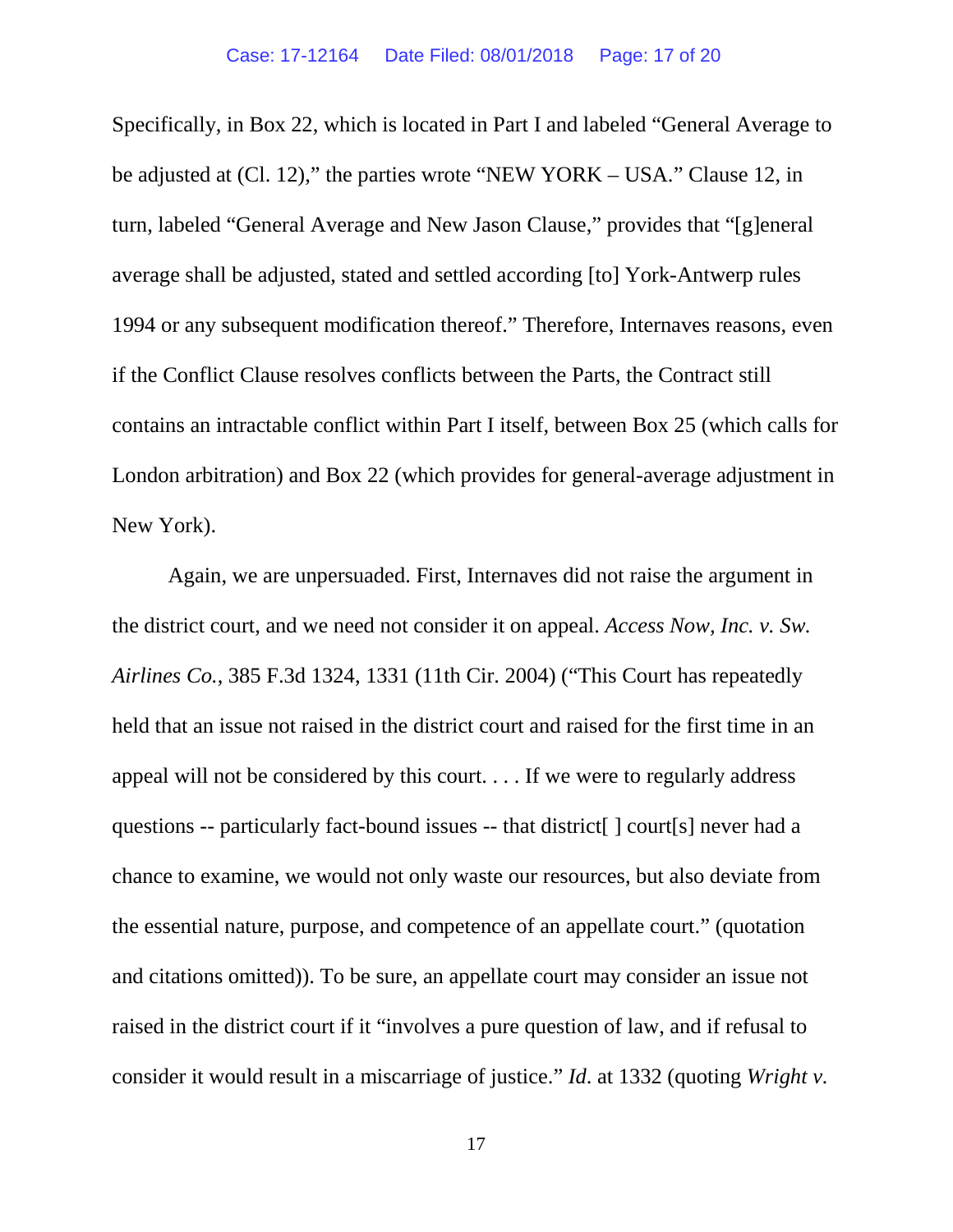Specifically, in Box 22, which is located in Part I and labeled "General Average to be adjusted at (Cl. 12)," the parties wrote "NEW YORK – USA." Clause 12, in turn, labeled "General Average and New Jason Clause," provides that "[g]eneral average shall be adjusted, stated and settled according [to] York-Antwerp rules 1994 or any subsequent modification thereof." Therefore, Internaves reasons, even if the Conflict Clause resolves conflicts between the Parts, the Contract still contains an intractable conflict within Part I itself, between Box 25 (which calls for London arbitration) and Box 22 (which provides for general-average adjustment in New York).

Again, we are unpersuaded. First, Internaves did not raise the argument in the district court, and we need not consider it on appeal. *Access Now, Inc. v. Sw. Airlines Co.*, 385 F.3d 1324, 1331 (11th Cir. 2004) ("This Court has repeatedly held that an issue not raised in the district court and raised for the first time in an appeal will not be considered by this court. . . . If we were to regularly address questions -- particularly fact-bound issues -- that district[ ] court[s] never had a chance to examine, we would not only waste our resources, but also deviate from the essential nature, purpose, and competence of an appellate court." (quotation and citations omitted)). To be sure, an appellate court may consider an issue not raised in the district court if it "involves a pure question of law, and if refusal to consider it would result in a miscarriage of justice." *Id*. at 1332 (quoting *Wright v.*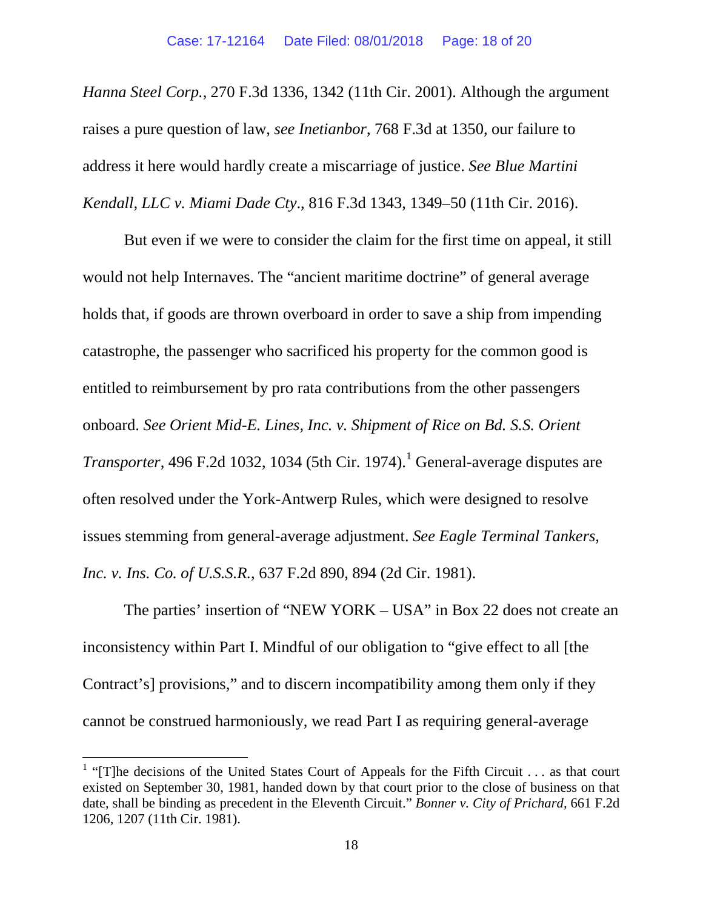*Hanna Steel Corp.*, 270 F.3d 1336, 1342 (11th Cir. 2001). Although the argument raises a pure question of law, *see Inetianbor*, 768 F.3d at 1350, our failure to address it here would hardly create a miscarriage of justice. *See Blue Martini Kendall, LLC v. Miami Dade Cty*., 816 F.3d 1343, 1349–50 (11th Cir. 2016).

But even if we were to consider the claim for the first time on appeal, it still would not help Internaves. The "ancient maritime doctrine" of general average holds that, if goods are thrown overboard in order to save a ship from impending catastrophe, the passenger who sacrificed his property for the common good is entitled to reimbursement by pro rata contributions from the other passengers onboard. *See Orient Mid-E. Lines, Inc. v. Shipment of Rice on Bd. S.S. Orient Transporter*, 496 F.2d 1032, 1034 (5th Cir. 1974).[1] General-average disputes are often resolved under the York-Antwerp Rules, which were designed to resolve issues stemming from general-average adjustment. *See Eagle Terminal Tankers, Inc. v. Ins. Co. of U.S.S.R.*, 637 F.2d 890, 894 (2d Cir. 1981).

The parties' insertion of "NEW YORK – USA" in Box 22 does not create an inconsistency within Part I. Mindful of our obligation to "give effect to all [the Contract's] provisions," and to discern incompatibility among them only if they cannot be construed harmoniously, we read Part I as requiring general-average

[1] "[T]he decisions of the United States Court of Appeals for the Fifth Circuit . . . as that court existed on September 30, 1981, handed down by that court prior to the close of business on that date, shall be binding as precedent in the Eleventh Circuit." *Bonner v. City of Prichard*, 661 F.2d 1206, 1207 (11th Cir. 1981).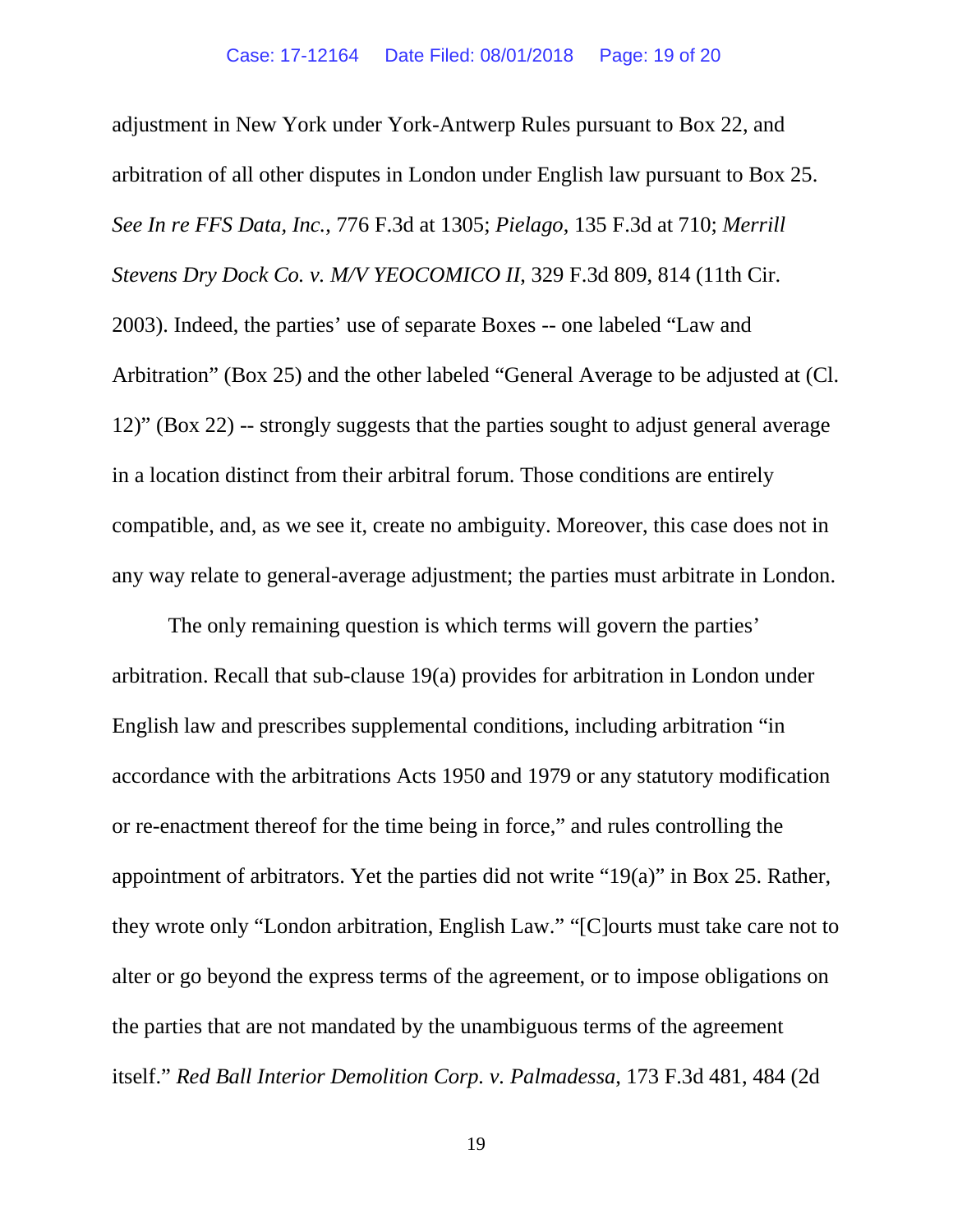adjustment in New York under York-Antwerp Rules pursuant to Box 22, and arbitration of all other disputes in London under English law pursuant to Box 25. *See In re FFS Data, Inc.*, 776 F.3d at 1305; *Pielago*, 135 F.3d at 710; *Merrill Stevens Dry Dock Co. v. M/V YEOCOMICO II*, 329 F.3d 809, 814 (11th Cir. 2003). Indeed, the parties' use of separate Boxes -- one labeled "Law and Arbitration" (Box 25) and the other labeled "General Average to be adjusted at (Cl. 12)" (Box 22) -- strongly suggests that the parties sought to adjust general average in a location distinct from their arbitral forum. Those conditions are entirely compatible, and, as we see it, create no ambiguity. Moreover, this case does not in any way relate to general-average adjustment; the parties must arbitrate in London.

The only remaining question is which terms will govern the parties' arbitration. Recall that sub-clause 19(a) provides for arbitration in London under English law and prescribes supplemental conditions, including arbitration "in accordance with the arbitrations Acts 1950 and 1979 or any statutory modification or re-enactment thereof for the time being in force," and rules controlling the appointment of arbitrators. Yet the parties did not write "19(a)" in Box 25. Rather, they wrote only "London arbitration, English Law." "[C]ourts must take care not to alter or go beyond the express terms of the agreement, or to impose obligations on the parties that are not mandated by the unambiguous terms of the agreement itself." *Red Ball Interior Demolition Corp. v. Palmadessa*, 173 F.3d 481, 484 (2d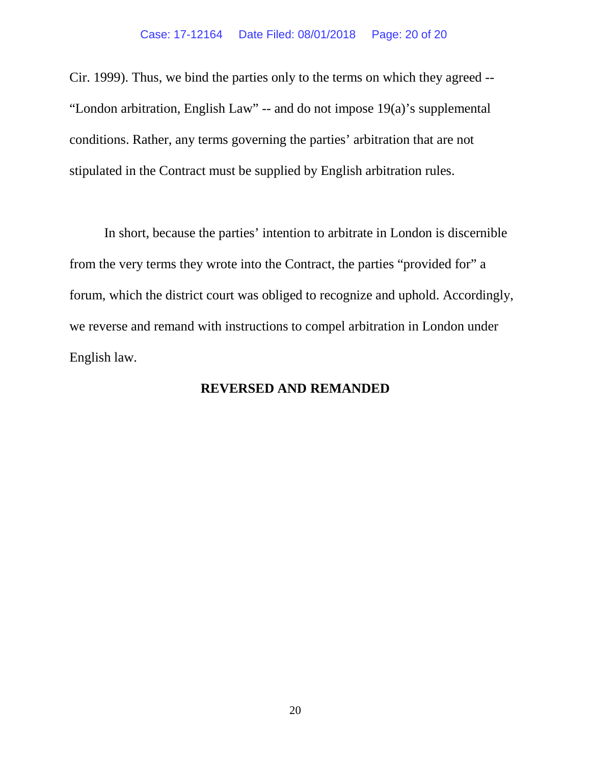Cir. 1999). Thus, we bind the parties only to the terms on which they agreed -- "London arbitration, English Law" -- and do not impose 19(a)'s supplemental conditions. Rather, any terms governing the parties' arbitration that are not stipulated in the Contract must be supplied by English arbitration rules.

In short, because the parties' intention to arbitrate in London is discernible from the very terms they wrote into the Contract, the parties "provided for" a forum, which the district court was obliged to recognize and uphold. Accordingly, we reverse and remand with instructions to compel arbitration in London under English law.

**REVERSED AND REMANDED**